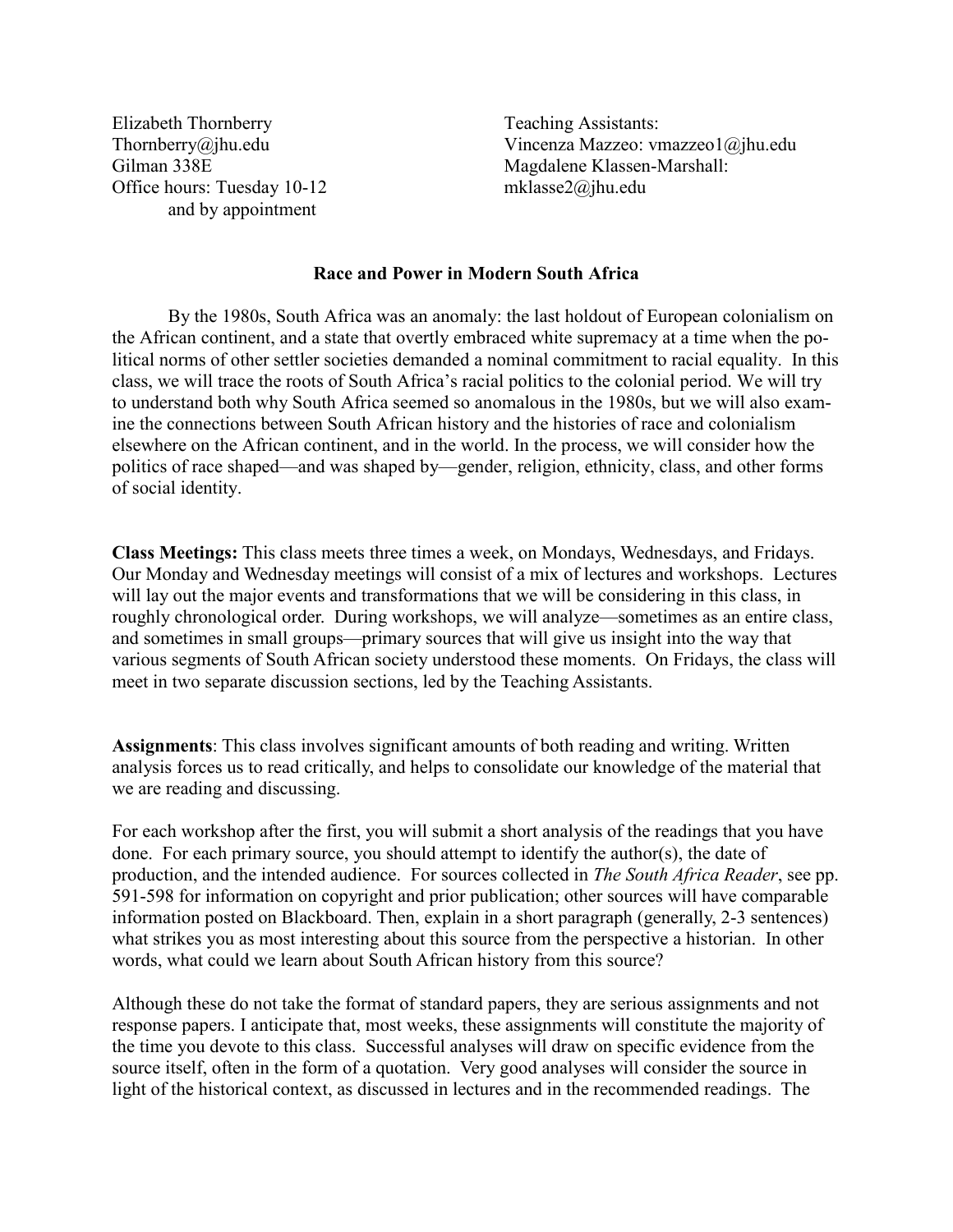Elizabeth Thornberry
Thornberry@jhu.edu
Gilman 338E
Office hours: Tuesday 10-12
and by appointment

Teaching Assistants:
Vincenza Mazzeo: vmazzeo1@jhu.edu
Magdalene Klassen-Marshall:
mklasse2@jhu.edu

**Race and Power in Modern South Africa**

By the 1980s, South Africa was an anomaly: the last holdout of European colonialism on the African continent, and a state that overtly embraced white supremacy at a time when the political norms of other settler societies demanded a nominal commitment to racial equality. In this class, we will trace the roots of South Africa's racial politics to the colonial period. We will try to understand both why South Africa seemed so anomalous in the 1980s, but we will also examine the connections between South African history and the histories of race and colonialism elsewhere on the African continent, and in the world. In the process, we will consider how the politics of race shaped—and was shaped by—gender, religion, ethnicity, class, and other forms of social identity.

**Class Meetings:** This class meets three times a week, on Mondays, Wednesdays, and Fridays. Our Monday and Wednesday meetings will consist of a mix of lectures and workshops. Lectures will lay out the major events and transformations that we will be considering in this class, in roughly chronological order. During workshops, we will analyze—sometimes as an entire class, and sometimes in small groups—primary sources that will give us insight into the way that various segments of South African society understood these moments. On Fridays, the class will meet in two separate discussion sections, led by the Teaching Assistants.

**Assignments**: This class involves significant amounts of both reading and writing. Written analysis forces us to read critically, and helps to consolidate our knowledge of the material that we are reading and discussing.

For each workshop after the first, you will submit a short analysis of the readings that you have done. For each primary source, you should attempt to identify the author(s), the date of production, and the intended audience. For sources collected in *The South Africa Reader*, see pp. 591-598 for information on copyright and prior publication; other sources will have comparable information posted on Blackboard. Then, explain in a short paragraph (generally, 2-3 sentences) what strikes you as most interesting about this source from the perspective a historian. In other words, what could we learn about South African history from this source?

Although these do not take the format of standard papers, they are serious assignments and not response papers. I anticipate that, most weeks, these assignments will constitute the majority of the time you devote to this class. Successful analyses will draw on specific evidence from the source itself, often in the form of a quotation. Very good analyses will consider the source in light of the historical context, as discussed in lectures and in the recommended readings. The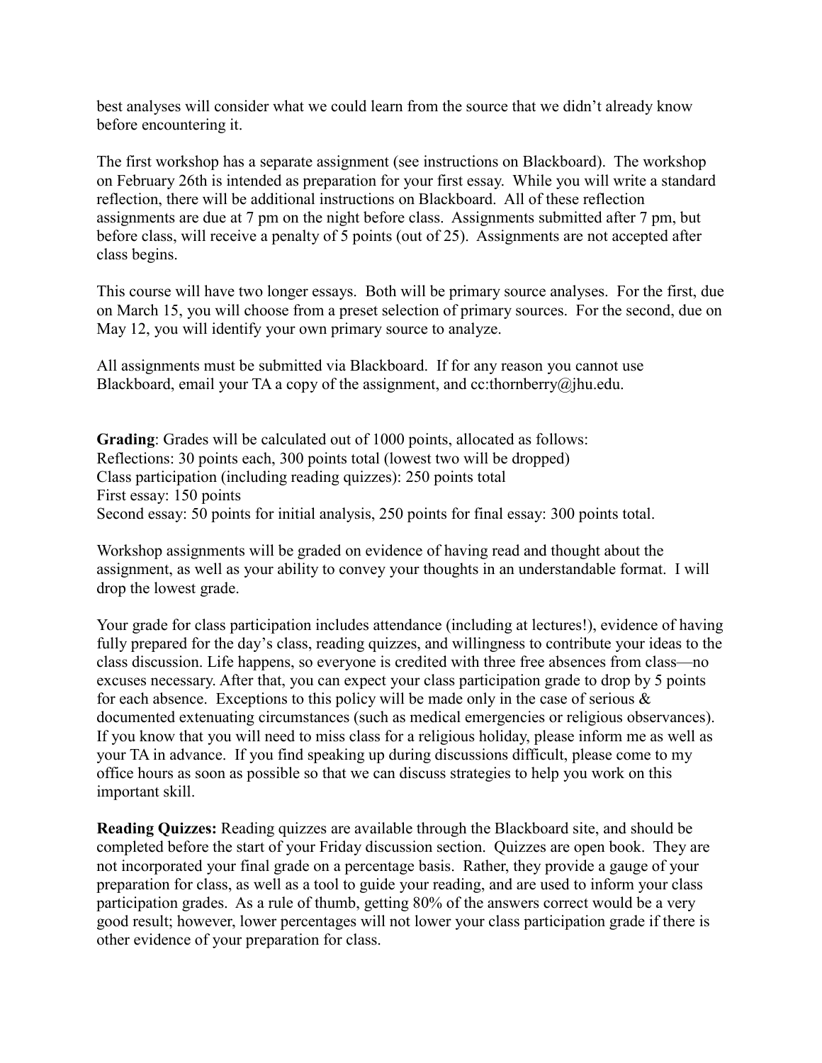best analyses will consider what we could learn from the source that we didn't already know before encountering it.

The first workshop has a separate assignment (see instructions on Blackboard). The workshop on February 26th is intended as preparation for your first essay. While you will write a standard reflection, there will be additional instructions on Blackboard. All of these reflection assignments are due at 7 pm on the night before class. Assignments submitted after 7 pm, but before class, will receive a penalty of 5 points (out of 25). Assignments are not accepted after class begins.

This course will have two longer essays. Both will be primary source analyses. For the first, due on March 15, you will choose from a preset selection of primary sources. For the second, due on May 12, you will identify your own primary source to analyze.

All assignments must be submitted via Blackboard. If for any reason you cannot use Blackboard, email your TA a copy of the assignment, and cc:thornberry@jhu.edu.

**Grading**: Grades will be calculated out of 1000 points, allocated as follows:
Reflections: 30 points each, 300 points total (lowest two will be dropped)
Class participation (including reading quizzes): 250 points total
First essay: 150 points
Second essay: 50 points for initial analysis, 250 points for final essay: 300 points total.

Workshop assignments will be graded on evidence of having read and thought about the assignment, as well as your ability to convey your thoughts in an understandable format. I will drop the lowest grade.

Your grade for class participation includes attendance (including at lectures!), evidence of having fully prepared for the day's class, reading quizzes, and willingness to contribute your ideas to the class discussion. Life happens, so everyone is credited with three free absences from class—no excuses necessary. After that, you can expect your class participation grade to drop by 5 points for each absence. Exceptions to this policy will be made only in the case of serious & documented extenuating circumstances (such as medical emergencies or religious observances). If you know that you will need to miss class for a religious holiday, please inform me as well as your TA in advance. If you find speaking up during discussions difficult, please come to my office hours as soon as possible so that we can discuss strategies to help you work on this important skill.

**Reading Quizzes:** Reading quizzes are available through the Blackboard site, and should be completed before the start of your Friday discussion section. Quizzes are open book. They are not incorporated your final grade on a percentage basis. Rather, they provide a gauge of your preparation for class, as well as a tool to guide your reading, and are used to inform your class participation grades. As a rule of thumb, getting 80% of the answers correct would be a very good result; however, lower percentages will not lower your class participation grade if there is other evidence of your preparation for class.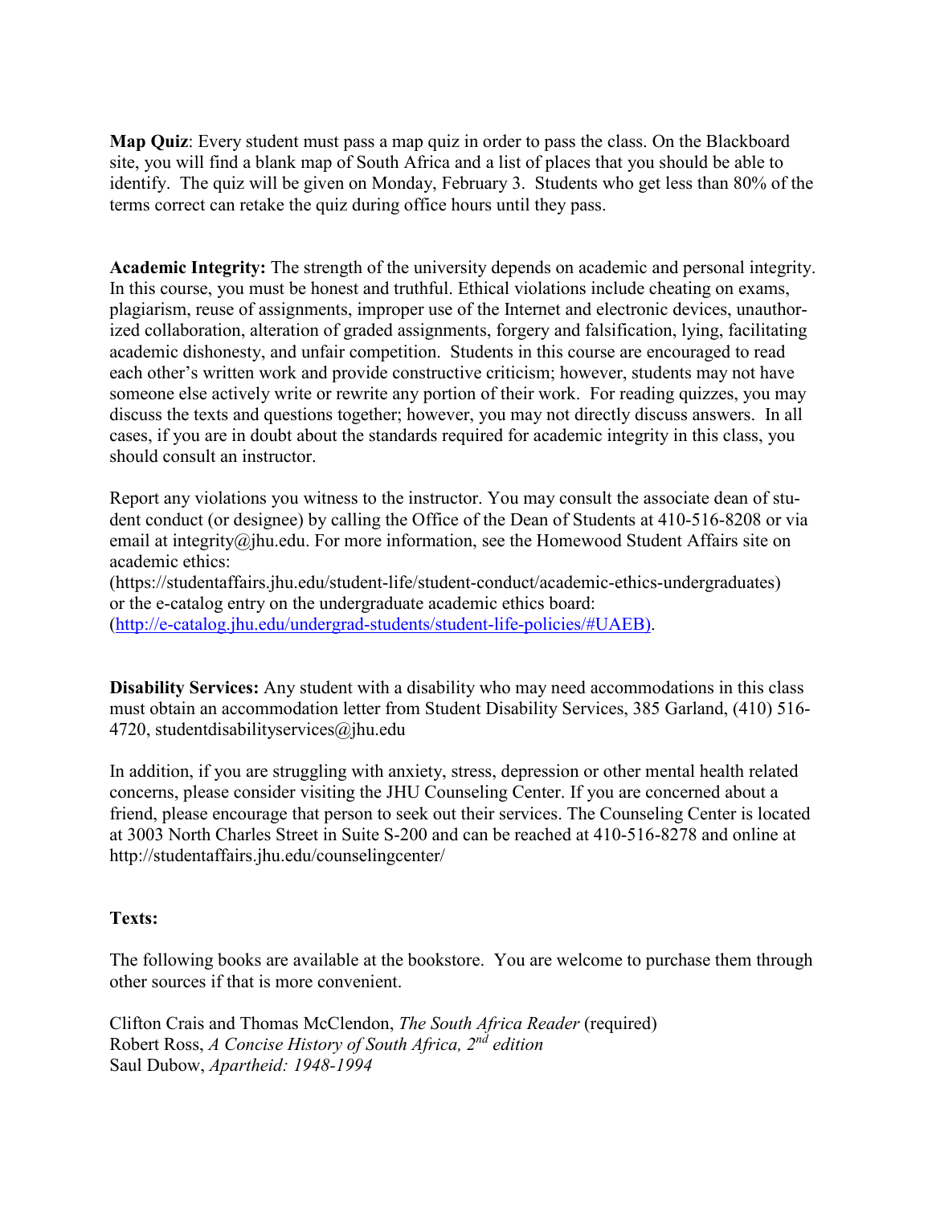**Map Quiz**: Every student must pass a map quiz in order to pass the class. On the Blackboard site, you will find a blank map of South Africa and a list of places that you should be able to identify. The quiz will be given on Monday, February 3. Students who get less than 80% of the terms correct can retake the quiz during office hours until they pass.

**Academic Integrity:** The strength of the university depends on academic and personal integrity. In this course, you must be honest and truthful. Ethical violations include cheating on exams, plagiarism, reuse of assignments, improper use of the Internet and electronic devices, unauthorized collaboration, alteration of graded assignments, forgery and falsification, lying, facilitating academic dishonesty, and unfair competition. Students in this course are encouraged to read each other's written work and provide constructive criticism; however, students may not have someone else actively write or rewrite any portion of their work. For reading quizzes, you may discuss the texts and questions together; however, you may not directly discuss answers. In all cases, if you are in doubt about the standards required for academic integrity in this class, you should consult an instructor.

Report any violations you witness to the instructor. You may consult the associate dean of student conduct (or designee) by calling the Office of the Dean of Students at 410-516-8208 or via email at integrity@jhu.edu. For more information, see the Homewood Student Affairs site on academic ethics:
(https://studentaffairs.jhu.edu/student-life/student-conduct/academic-ethics-undergraduates)
or the e-catalog entry on the undergraduate academic ethics board:
(http://e-catalog.jhu.edu/undergrad-students/student-life-policies/#UAEB).

**Disability Services:** Any student with a disability who may need accommodations in this class must obtain an accommodation letter from Student Disability Services, 385 Garland, (410) 516-4720, studentdisabilityservices@jhu.edu

In addition, if you are struggling with anxiety, stress, depression or other mental health related concerns, please consider visiting the JHU Counseling Center. If you are concerned about a friend, please encourage that person to seek out their services. The Counseling Center is located at 3003 North Charles Street in Suite S-200 and can be reached at 410-516-8278 and online at http://studentaffairs.jhu.edu/counselingcenter/

**Texts:**

The following books are available at the bookstore. You are welcome to purchase them through other sources if that is more convenient.

Clifton Crais and Thomas McClendon, *The South Africa Reader* (required)
Robert Ross, *A Concise History of South Africa, 2nd edition*
Saul Dubow, *Apartheid: 1948-1994*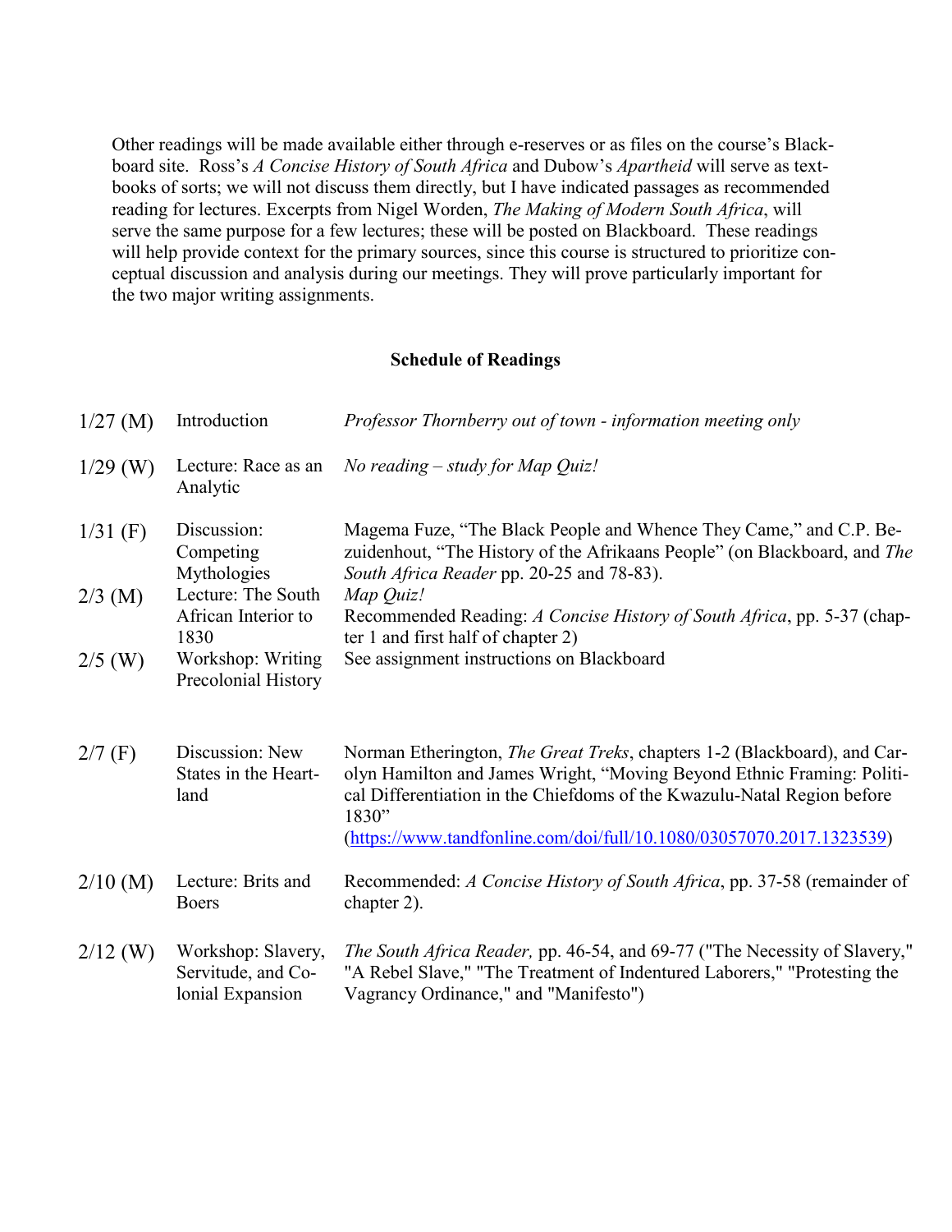Other readings will be made available either through e-reserves or as files on the course's Blackboard site. Ross's *A Concise History of South Africa* and Dubow's *Apartheid* will serve as textbooks of sorts; we will not discuss them directly, but I have indicated passages as recommended reading for lectures. Excerpts from Nigel Worden, *The Making of Modern South Africa*, will serve the same purpose for a few lectures; these will be posted on Blackboard. These readings will help provide context for the primary sources, since this course is structured to prioritize conceptual discussion and analysis during our meetings. They will prove particularly important for the two major writing assignments.

**Schedule of Readings**

| | | |
|---|---|---|
| 1/27 (M) | Introduction | *Professor Thornberry out of town - information meeting only* |
| 1/29 (W) | Lecture: Race as an Analytic | *No reading – study for Map Quiz!* |
| 1/31 (F) | Discussion: Competing Mythologies | Magema Fuze, "The Black People and Whence They Came," and C.P. Bezuidenhout, "The History of the Afrikaans People" (on Blackboard, and *The South Africa Reader* pp. 20-25 and 78-83). |
| 2/3 (M) | Lecture: The South African Interior to 1830 | *Map Quiz!*<br>Recommended Reading: *A Concise History of South Africa*, pp. 5-37 (chapter 1 and first half of chapter 2) |
| 2/5 (W) | Workshop: Writing Precolonial History | See assignment instructions on Blackboard |
| 2/7 (F) | Discussion: New States in the Heartland | Norman Etherington, *The Great Treks*, chapters 1-2 (Blackboard), and Carolyn Hamilton and James Wright, "Moving Beyond Ethnic Framing: Political Differentiation in the Chiefdoms of the Kwazulu-Natal Region before 1830" (https://www.tandfonline.com/doi/full/10.1080/03057070.2017.1323539) |
| 2/10 (M) | Lecture: Brits and Boers | Recommended: *A Concise History of South Africa*, pp. 37-58 (remainder of chapter 2). |
| 2/12 (W) | Workshop: Slavery, Servitude, and Colonial Expansion | *The South Africa Reader,* pp. 46-54, and 69-77 ("The Necessity of Slavery," "A Rebel Slave," "The Treatment of Indentured Laborers," "Protesting the Vagrancy Ordinance," and "Manifesto") |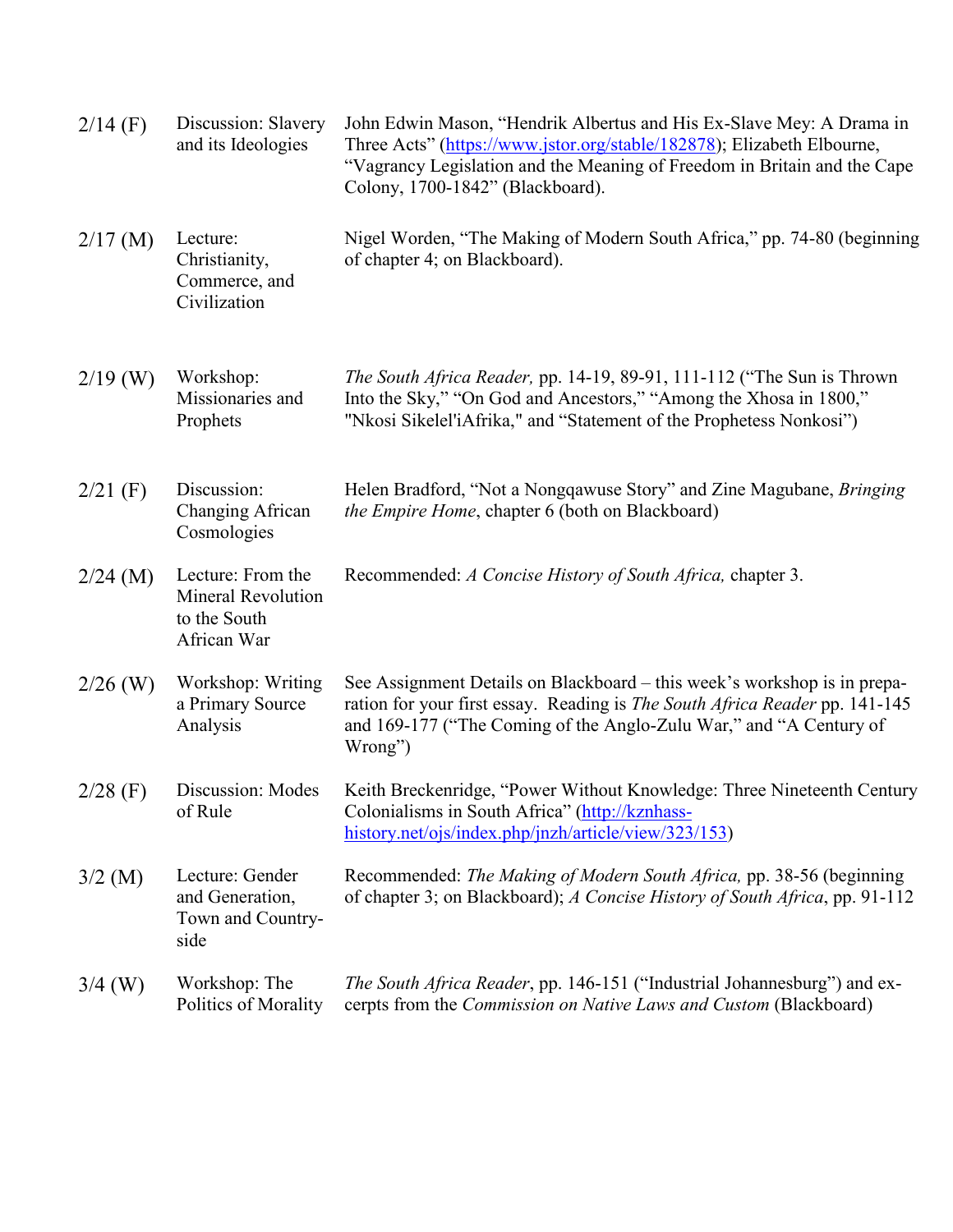| | | |
|---|---|---|
| 2/14 (F) | Discussion: Slavery and its Ideologies | John Edwin Mason, "Hendrik Albertus and His Ex-Slave Mey: A Drama in Three Acts" (https://www.jstor.org/stable/182878); Elizabeth Elbourne, "Vagrancy Legislation and the Meaning of Freedom in Britain and the Cape Colony, 1700-1842" (Blackboard). |
| 2/17 (M) | Lecture: Christianity, Commerce, and Civilization | Nigel Worden, "The Making of Modern South Africa," pp. 74-80 (beginning of chapter 4; on Blackboard). |
| 2/19 (W) | Workshop: Missionaries and Prophets | *The South Africa Reader,* pp. 14-19, 89-91, 111-112 ("The Sun is Thrown Into the Sky," "On God and Ancestors," "Among the Xhosa in 1800," "Nkosi Sikelel'iAfrika," and "Statement of the Prophetess Nonkosi") |
| 2/21 (F) | Discussion: Changing African Cosmologies | Helen Bradford, "Not a Nongqawuse Story" and Zine Magubane, *Bringing the Empire Home*, chapter 6 (both on Blackboard) |
| 2/24 (M) | Lecture: From the Mineral Revolution to the South African War | Recommended: *A Concise History of South Africa,* chapter 3. |
| 2/26 (W) | Workshop: Writing a Primary Source Analysis | See Assignment Details on Blackboard – this week's workshop is in preparation for your first essay. Reading is *The South Africa Reader* pp. 141-145 and 169-177 ("The Coming of the Anglo-Zulu War," and "A Century of Wrong") |
| 2/28 (F) | Discussion: Modes of Rule | Keith Breckenridge, "Power Without Knowledge: Three Nineteenth Century Colonialisms in South Africa" (http://kznhass-history.net/ojs/index.php/jnzh/article/view/323/153) |
| 3/2 (M) | Lecture: Gender and Generation, Town and Countryside | Recommended: *The Making of Modern South Africa,* pp. 38-56 (beginning of chapter 3; on Blackboard); *A Concise History of South Africa*, pp. 91-112 |
| 3/4 (W) | Workshop: The Politics of Morality | *The South Africa Reader*, pp. 146-151 ("Industrial Johannesburg") and excerpts from the *Commission on Native Laws and Custom* (Blackboard) |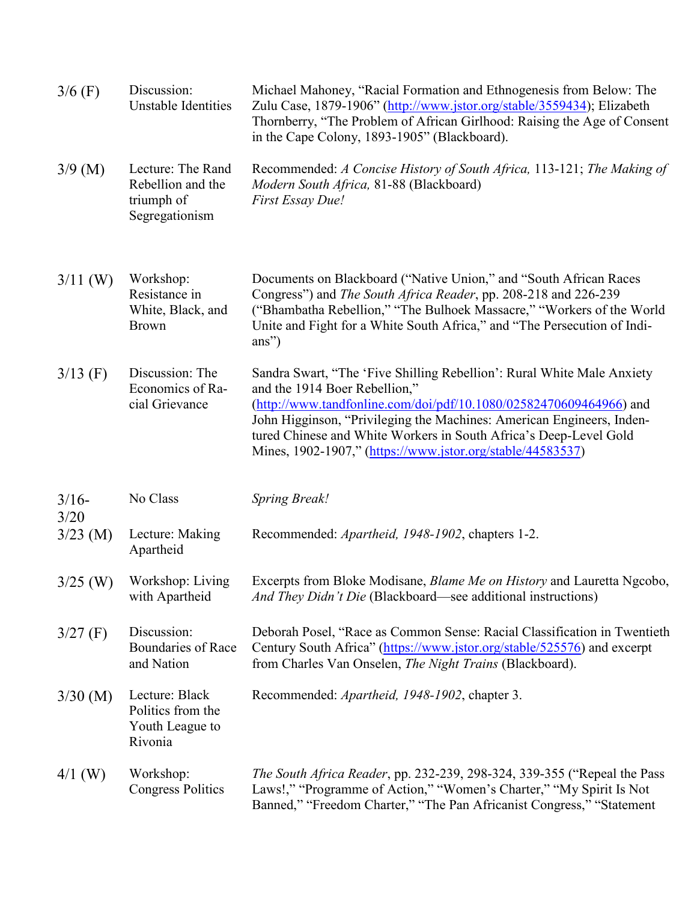| | | |
|---|---|---|
| 3/6 (F) | Discussion: Unstable Identities | Michael Mahoney, "Racial Formation and Ethnogenesis from Below: The Zulu Case, 1879-1906" (http://www.jstor.org/stable/3559434); Elizabeth Thornberry, "The Problem of African Girlhood: Raising the Age of Consent in the Cape Colony, 1893-1905" (Blackboard). |
| 3/9 (M) | Lecture: The Rand Rebellion and the triumph of Segregationism | Recommended: *A Concise History of South Africa,* 113-121; *The Making of Modern South Africa,* 81-88 (Blackboard)<br>*First Essay Due!* |
| 3/11 (W) | Workshop: Resistance in White, Black, and Brown | Documents on Blackboard ("Native Union," and "South African Races Congress") and *The South Africa Reader*, pp. 208-218 and 226-239 ("Bhambatha Rebellion," "The Bulhoek Massacre," "Workers of the World Unite and Fight for a White South Africa," and "The Persecution of Indians") |
| 3/13 (F) | Discussion: The Economics of Racial Grievance | Sandra Swart, "The 'Five Shilling Rebellion': Rural White Male Anxiety and the 1914 Boer Rebellion," (http://www.tandfonline.com/doi/pdf/10.1080/02582470609464966) and John Higginson, "Privileging the Machines: American Engineers, Indentured Chinese and White Workers in South Africa's Deep-Level Gold Mines, 1902-1907," (https://www.jstor.org/stable/44583537) |
| 3/16-3/20 | No Class | *Spring Break!* |
| 3/23 (M) | Lecture: Making Apartheid | Recommended: *Apartheid, 1948-1902*, chapters 1-2. |
| 3/25 (W) | Workshop: Living with Apartheid | Excerpts from Bloke Modisane, *Blame Me on History* and Lauretta Ngcobo, *And They Didn't Die* (Blackboard—see additional instructions) |
| 3/27 (F) | Discussion: Boundaries of Race and Nation | Deborah Posel, "Race as Common Sense: Racial Classification in Twentieth Century South Africa" (https://www.jstor.org/stable/525576) and excerpt from Charles Van Onselen, *The Night Trains* (Blackboard). |
| 3/30 (M) | Lecture: Black Politics from the Youth League to Rivonia | Recommended: *Apartheid, 1948-1902*, chapter 3. |
| 4/1 (W) | Workshop: Congress Politics | *The South Africa Reader*, pp. 232-239, 298-324, 339-355 ("Repeal the Pass Laws!," "Programme of Action," "Women's Charter," "My Spirit Is Not Banned," "Freedom Charter," "The Pan Africanist Congress," "Statement |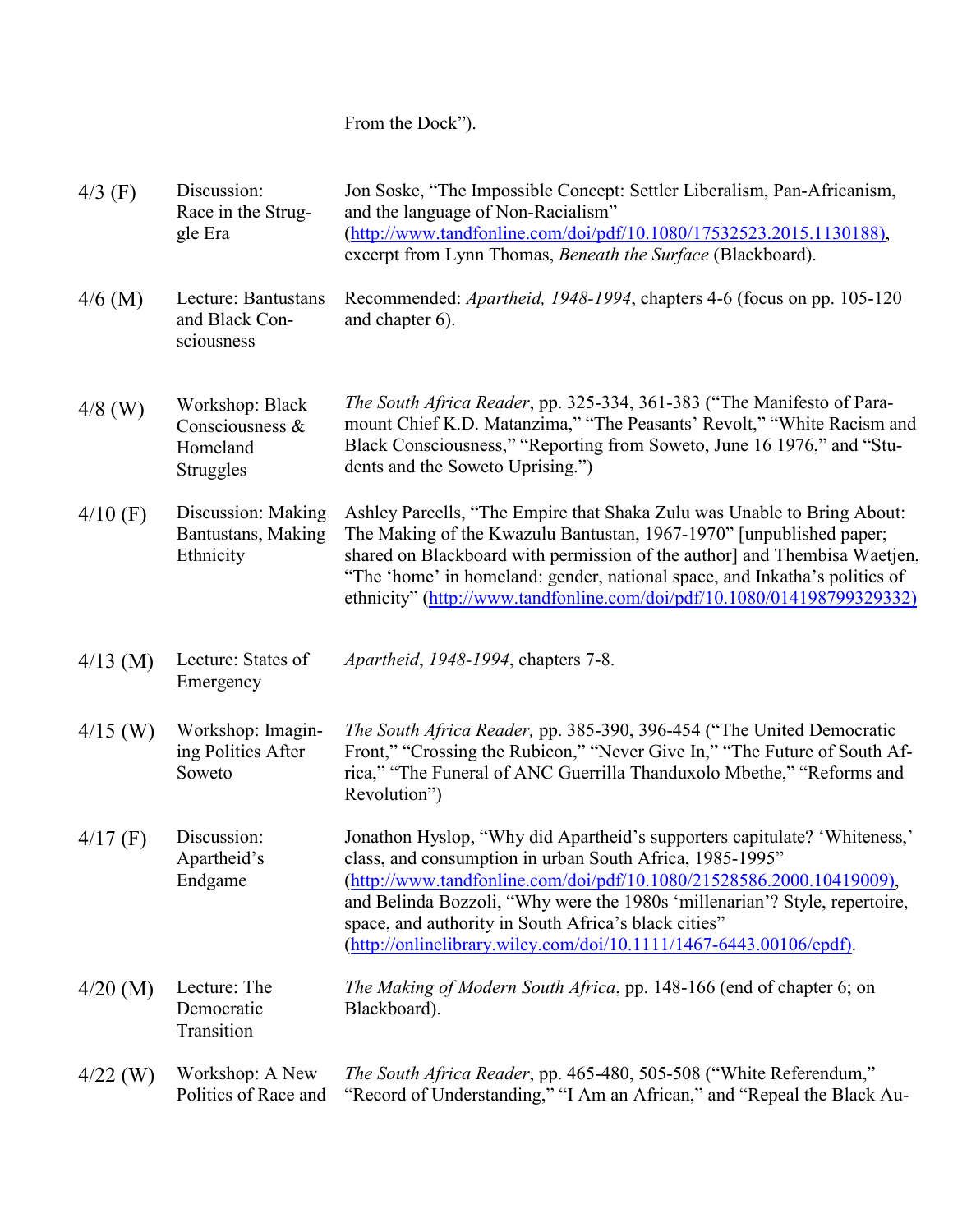From the Dock").

| | | |
|---|---|---|
| 4/3 (F) | Discussion: Race in the Struggle Era | Jon Soske, "The Impossible Concept: Settler Liberalism, Pan-Africanism, and the language of Non-Racialism" (http://www.tandfonline.com/doi/pdf/10.1080/17532523.2015.1130188), excerpt from Lynn Thomas, *Beneath the Surface* (Blackboard). |
| 4/6 (M) | Lecture: Bantustans and Black Consciousness | Recommended: *Apartheid, 1948-1994*, chapters 4-6 (focus on pp. 105-120 and chapter 6). |
| 4/8 (W) | Workshop: Black Consciousness & Homeland Struggles | *The South Africa Reader*, pp. 325-334, 361-383 ("The Manifesto of Paramount Chief K.D. Matanzima," "The Peasants' Revolt," "White Racism and Black Consciousness," "Reporting from Soweto, June 16 1976," and "Students and the Soweto Uprising.") |
| 4/10 (F) | Discussion: Making Bantustans, Making Ethnicity | Ashley Parcells, "The Empire that Shaka Zulu was Unable to Bring About: The Making of the Kwazulu Bantustan, 1967-1970" [unpublished paper; shared on Blackboard with permission of the author] and Thembisa Waetjen, "The 'home' in homeland: gender, national space, and Inkatha's politics of ethnicity" (http://www.tandfonline.com/doi/pdf/10.1080/014198799329332) |
| 4/13 (M) | Lecture: States of Emergency | *Apartheid*, *1948-1994*, chapters 7-8. |
| 4/15 (W) | Workshop: Imagining Politics After Soweto | *The South Africa Reader,* pp. 385-390, 396-454 ("The United Democratic Front," "Crossing the Rubicon," "Never Give In," "The Future of South Africa," "The Funeral of ANC Guerrilla Thanduxolo Mbethe," "Reforms and Revolution") |
| 4/17 (F) | Discussion: Apartheid's Endgame | Jonathon Hyslop, "Why did Apartheid's supporters capitulate? 'Whiteness,' class, and consumption in urban South Africa, 1985-1995" (http://www.tandfonline.com/doi/pdf/10.1080/21528586.2000.10419009), and Belinda Bozzoli, "Why were the 1980s 'millenarian'? Style, repertoire, space, and authority in South Africa's black cities" (http://onlinelibrary.wiley.com/doi/10.1111/1467-6443.00106/epdf). |
| 4/20 (M) | Lecture: The Democratic Transition | *The Making of Modern South Africa*, pp. 148-166 (end of chapter 6; on Blackboard). |
| 4/22 (W) | Workshop: A New Politics of Race and | *The South Africa Reader*, pp. 465-480, 505-508 ("White Referendum," "Record of Understanding," "I Am an African," and "Repeal the Black Au- |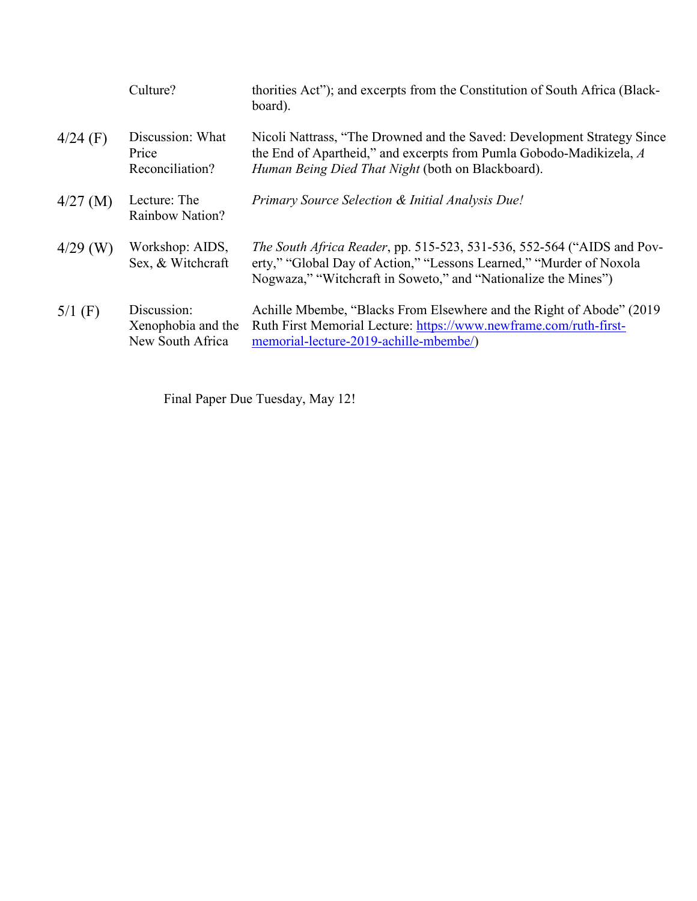| | | |
|---|---|---|
| | Culture? | thorities Act"); and excerpts from the Constitution of South Africa (Blackboard). |
| 4/24 (F) | Discussion: What Price Reconciliation? | Nicoli Nattrass, "The Drowned and the Saved: Development Strategy Since the End of Apartheid," and excerpts from Pumla Gobodo-Madikizela, *A Human Being Died That Night* (both on Blackboard). |
| 4/27 (M) | Lecture: The Rainbow Nation? | *Primary Source Selection & Initial Analysis Due!* |
| 4/29 (W) | Workshop: AIDS, Sex, & Witchcraft | *The South Africa Reader*, pp. 515-523, 531-536, 552-564 ("AIDS and Poverty," "Global Day of Action," "Lessons Learned," "Murder of Noxola Nogwaza," "Witchcraft in Soweto," and "Nationalize the Mines") |
| 5/1 (F) | Discussion: Xenophobia and the New South Africa | Achille Mbembe, "Blacks From Elsewhere and the Right of Abode" (2019 Ruth First Memorial Lecture: https://www.newframe.com/ruth-first-memorial-lecture-2019-achille-mbembe/) |

Final Paper Due Tuesday, May 12!